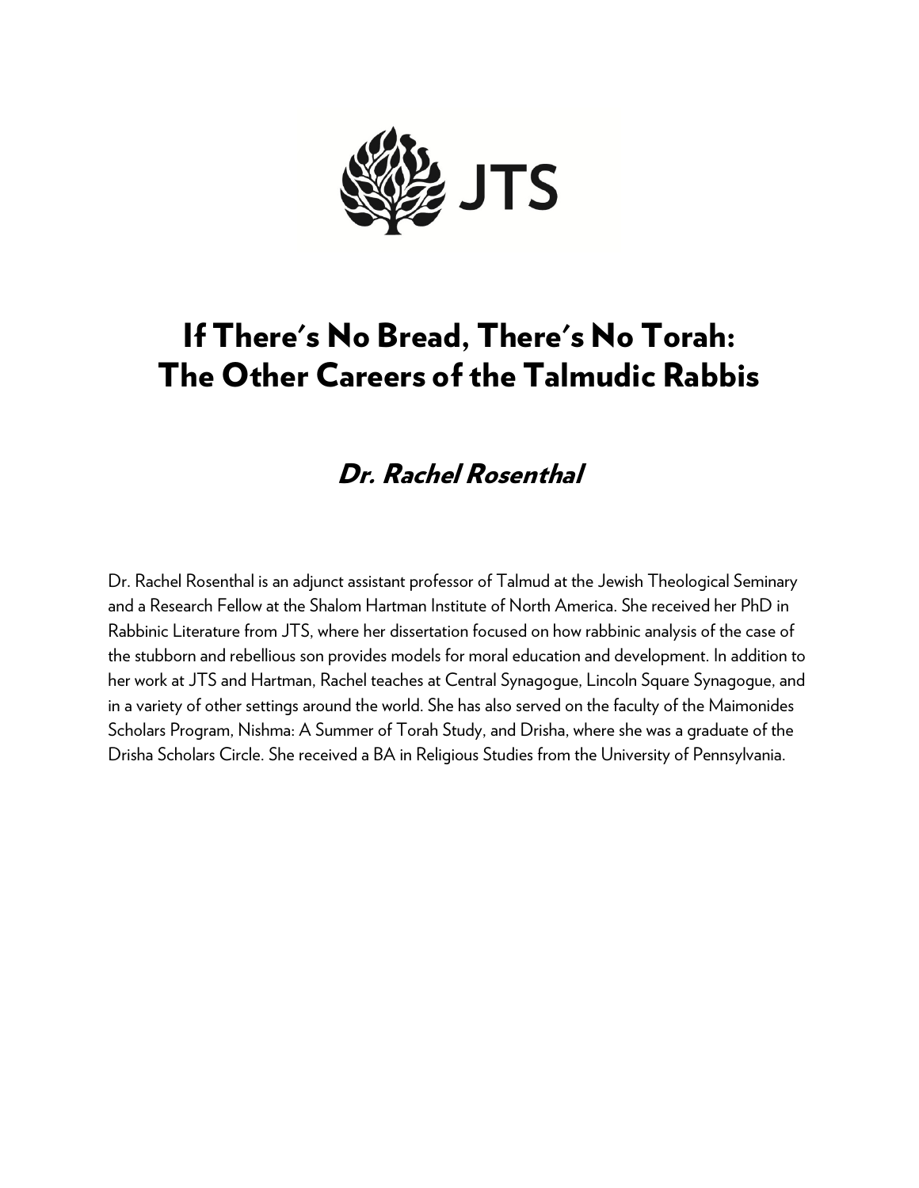JTS

# If There's No Bread, There's No Torah: The Other Careers of the Talmudic Rabbis

## *Dr. Rachel Rosenthal*

Dr. Rachel Rosenthal is an adjunct assistant professor of Talmud at the Jewish Theological Seminary and a Research Fellow at the Shalom Hartman Institute of North America. She received her PhD in Rabbinic Literature from JTS, where her dissertation focused on how rabbinic analysis of the case of the stubborn and rebellious son provides models for moral education and development. In addition to her work at JTS and Hartman, Rachel teaches at Central Synagogue, Lincoln Square Synagogue, and in a variety of other settings around the world. She has also served on the faculty of the Maimonides Scholars Program, Nishma: A Summer of Torah Study, and Drisha, where she was a graduate of the Drisha Scholars Circle. She received a BA in Religious Studies from the University of Pennsylvania.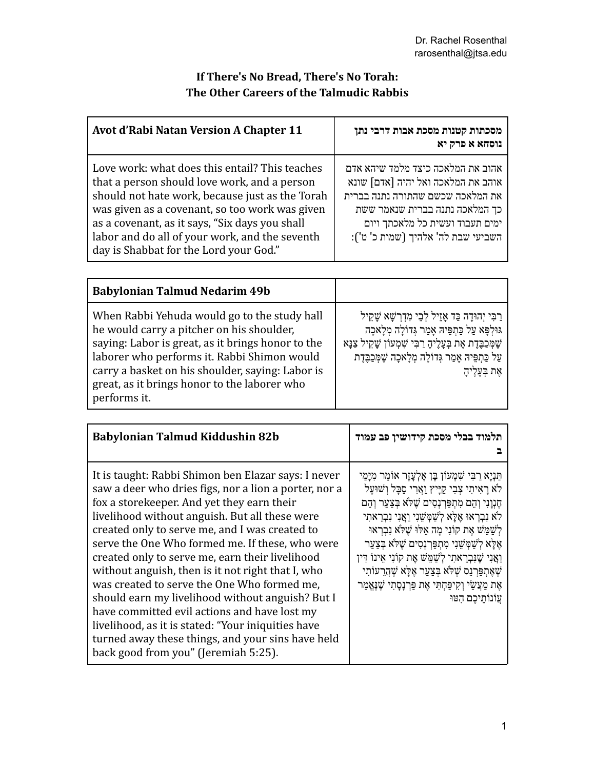Dr. Rachel Rosenthal
rarosenthal@jtsa.edu

# If There's No Bread, There's No Torah:
# The Other Careers of the Talmudic Rabbis

| **Avot d'Rabi Natan Version A Chapter 11** | **מסכתות קטנות מסכת אבות דרבי נתן נוסחא א פרק יא** |
|---|---|
| Love work: what does this entail? This teaches that a person should love work, and a person should not hate work, because just as the Torah was given as a covenant, so too work was given as a covenant, as it says, "Six days you shall labor and do all of your work, and the seventh day is Shabbat for the Lord your God." | אהוב את המלאכה כיצד מלמד שיהא אדם אוהב את המלאכה ואל יהיה [אדם] שונא את המלאכה שכשם שהתורה נתנה בברית כך המלאכה נתנה בברית שנאמר ששת ימים תעבוד ועשית כל מלאכתך ויום השביעי שבת לה' אלהיך (שמות כ' ט'): |

| **Babylonian Talmud Nedarim 49b** | |
|---|---|
| When Rabbi Yehuda would go to the study hall he would carry a pitcher on his shoulder, saying: Labor is great, as it brings honor to the laborer who performs it. Rabbi Shimon would carry a basket on his shoulder, saying: Labor is great, as it brings honor to the laborer who performs it. | רַבִּי יְהוּדָה כַּד אָזֵיל לְבֵי מִדְרְשָׁא שָׁקֵיל גּוּלְפָּא עַל כַּתְפֵּיהּ אָמַר גְּדוֹלָה מְלָאכָה שֶׁמְּכַבֶּדֶת אֶת בְּעָלֶיהָ רַבִּי שִׁמְעוֹן שָׁקֵיל צַנָּא עַל כַּתְפֵּיהּ אָמַר גְּדוֹלָה מְלָאכָה שֶׁמְּכַבֶּדֶת אֶת בְּעָלֶיהָ |

| **Babylonian Talmud Kiddushin 82b** | **תלמוד בבלי מסכת קידושין פב עמוד ב** |
|---|---|
| It is taught: Rabbi Shimon ben Elazar says: I never saw a deer who dries figs, nor a lion a porter, nor a fox a storekeeper. And yet they earn their livelihood without anguish. But all these were created only to serve me, and I was created to serve the One Who formed me. If these, who were created only to serve me, earn their livelihood without anguish, then is it not right that I, who was created to serve the One Who formed me, should earn my livelihood without anguish? But I have committed evil actions and have lost my livelihood, as it is stated: "Your iniquities have turned away these things, and your sins have held back good from you" (Jeremiah 5:25). | תַּנְיָא רַבִּי שִׁמְעוֹן בֶּן אֶלְעָזָר אוֹמֵר מִיָּמַי לֹא רָאִיתִי צְבִי קַיָּיץ וַאֲרִי סַבָּל וְשׁוּעָל חֶנְוָנִי וְהֵם מִתְפַּרְנְסִים שֶׁלֹּא בְּצַעַר וְהֵם לֹא נִבְרְאוּ אֶלָּא לְשַׁמְּשֵׁנִי וַאֲנִי נִבְרֵאתִי לְשַׁמֵּשׁ אֶת קוֹנִי מָה אֵלּוּ שֶׁלֹּא נִבְרְאוּ אֶלָּא לְשַׁמְּשֵׁנִי מִתְפַּרְנְסִים שֶׁלֹּא בְּצַעַר וַאֲנִי שֶׁנִּבְרֵאתִי לְשַׁמֵּשׁ אֶת קוֹנִי אֵינוֹ דִּין שֶׁאֶתְפַּרְנֵס שֶׁלֹּא בְּצַעַר אֶלָּא שֶׁהֲרֵעוֹתִי אֶת מַעֲשַׂי וְקִיפַּחְתִּי אֶת פַּרְנָסָתִי שֶׁנֶּאֱמַר עֲוֹנוֹתֵיכֶם הִטּוּ |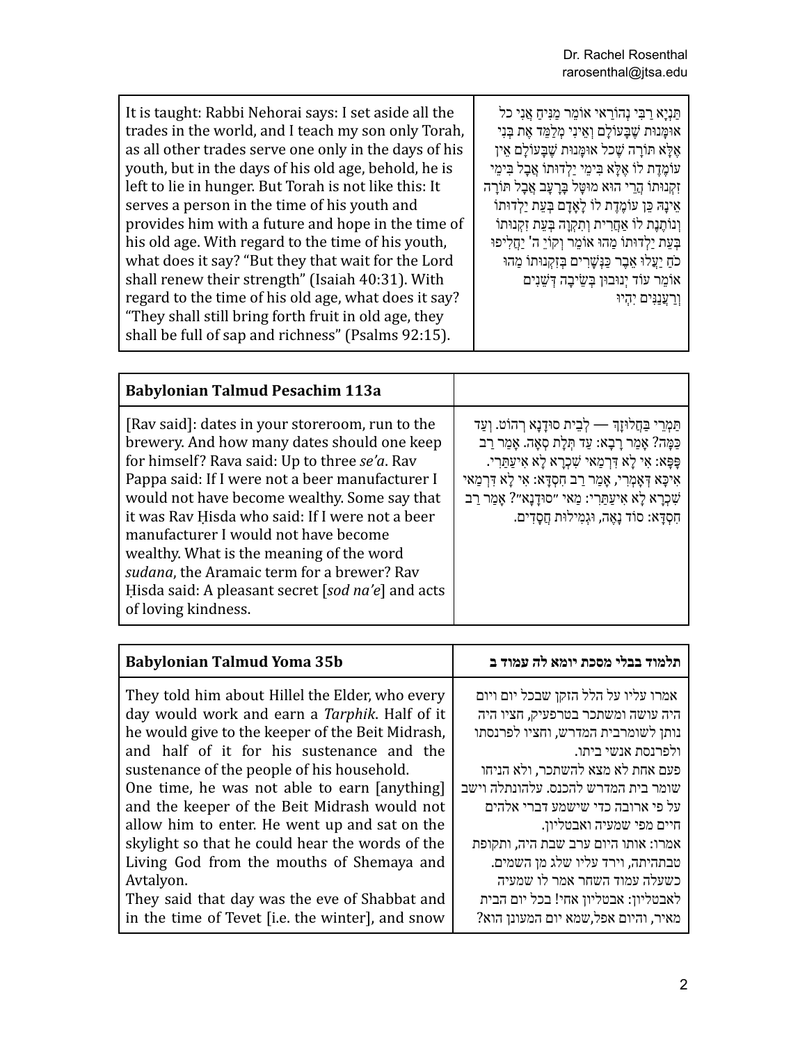| It is taught: Rabbi Nehorai says: I set aside all the trades in the world, and I teach my son only Torah, as all other trades serve one only in the days of his youth, but in the days of his old age, behold, he is left to lie in hunger. But Torah is not like this: It serves a person in the time of his youth and provides him with a future and hope in the time of his old age. With regard to the time of his youth, what does it say? "But they that wait for the Lord shall renew their strength" (Isaiah 40:31). With regard to the time of his old age, what does it say? "They shall still bring forth fruit in old age, they shall be full of sap and richness" (Psalms 92:15). | תַּנְיָא רַבִּי נְהוֹרַאי אוֹמֵר מַנִּיחַ אֲנִי כׇּל אוּמָּנוּת שֶׁבָּעוֹלָם וְאֵינִי מְלַמֵּד אֶת בְּנִי אֶלָּא תּוֹרָה שֶׁכׇּל אוּמָּנוּת שֶׁבָּעוֹלָם אֵין עוֹמֶדֶת לוֹ אֶלָּא בִּימֵי יַלְדוּתוֹ אֲבָל בִּימֵי זִקְנוּתוֹ הֲרֵי הוּא מוּטָּל בָּרָעָב אֲבָל תּוֹרָה אֵינָהּ כֵּן עוֹמֶדֶת לוֹ לָאָדָם בְּעֵת יַלְדוּתוֹ וְנוֹתֶנֶת לוֹ אַחֲרִית וְתִקְוָה בְּעֵת זִקְנוּתוֹ בְּעֵת יַלְדוּתוֹ מַהוּ אוֹמֵר וְקוֵֹי ה' יַחֲלִיפוּ כֹחַ יַעֲלוּ אֵבֶר כַּנְּשָׁרִים בְּזִקְנוּתוֹ מַהוּ אוֹמֵר עוֹד יְנוּבוּן בְּשֵׂיבָה דְּשֵׁנִים וְרַעֲנַנִּים יִהְיוּ |
|---|---|

| **Babylonian Talmud Pesachim 113a** | |
|---|---|
| [Rav said]: dates in your storeroom, run to the brewery. And how many dates should one keep for himself? Rava said: Up to three *se'a*. Rav Pappa said: If I were not a beer manufacturer I would not have become wealthy. Some say that it was Rav Ḥisda who said: If I were not a beer manufacturer I would not have become wealthy. What is the meaning of the word *sudana*, the Aramaic term for a brewer? Rav Ḥisda said: A pleasant secret [*sod na'e*] and acts of loving kindness. | תַּמְרֵי בַּחֲלוּזָךְ — לְבֵית סוּדָנָא רְהוֹט. וְעַד כַּמָּה? אָמַר רָבָא: עַד תְּלָת סָאָה. אָמַר רַב פָּפָּא: אִי לָא דְּרַמַאי שִׁכְרָא לָא אִיעַתַּרִי. אִיכָּא דְּאָמְרִי, אָמַר רַב חִסְדָּא: אִי לָא דְּרַמַאי שִׁכְרָא לָא אִיעַתַּרִי: מַאי "סוּדָנָא"? אָמַר רַב חִסְדָּא: סוֹד נָאֶה, וּגְמִילוּת חֲסָדִים. |

| **Babylonian Talmud Yoma 35b** | **תלמוד בבלי מסכת יומא לה עמוד ב** |
|---|---|
| They told him about Hillel the Elder, who every day would work and earn a *Tarphik*. Half of it he would give to the keeper of the Beit Midrash, and half of it for his sustenance and the sustenance of the people of his household.<br>One time, he was not able to earn [anything] and the keeper of the Beit Midrash would not allow him to enter. He went up and sat on the skylight so that he could hear the words of the Living God from the mouths of Shemaya and Avtalyon.<br>They said that day was the eve of Shabbat and in the time of Tevet [i.e. the winter], and snow | אמרו עליו על הלל הזקן שבכל יום ויום היה עושה ומשתכר בטרפעיק, חציו היה נותן לשומרבית המדרש, וחציו לפרנסתו ולפרנסת אנשי ביתו.<br>פעם אחת לא מצא להשתכר, ולא הניחו שומר בית המדרש להכנס. עלהונתלה וישב על פי ארובה כדי שישמע דברי אלהים חיים מפי שמעיה ואבטליון.<br>אמרו: אותו היום ערב שבת היה, ותקופת טבתהיתה, וירד עליו שלג מן השמים.<br>כשעלה עמוד השחר אמר לו שמעיה לאבטליון: אבטליון אחי! בכל יום הבית מאיר, והיום אפל,שמא יום המעונן הוא? |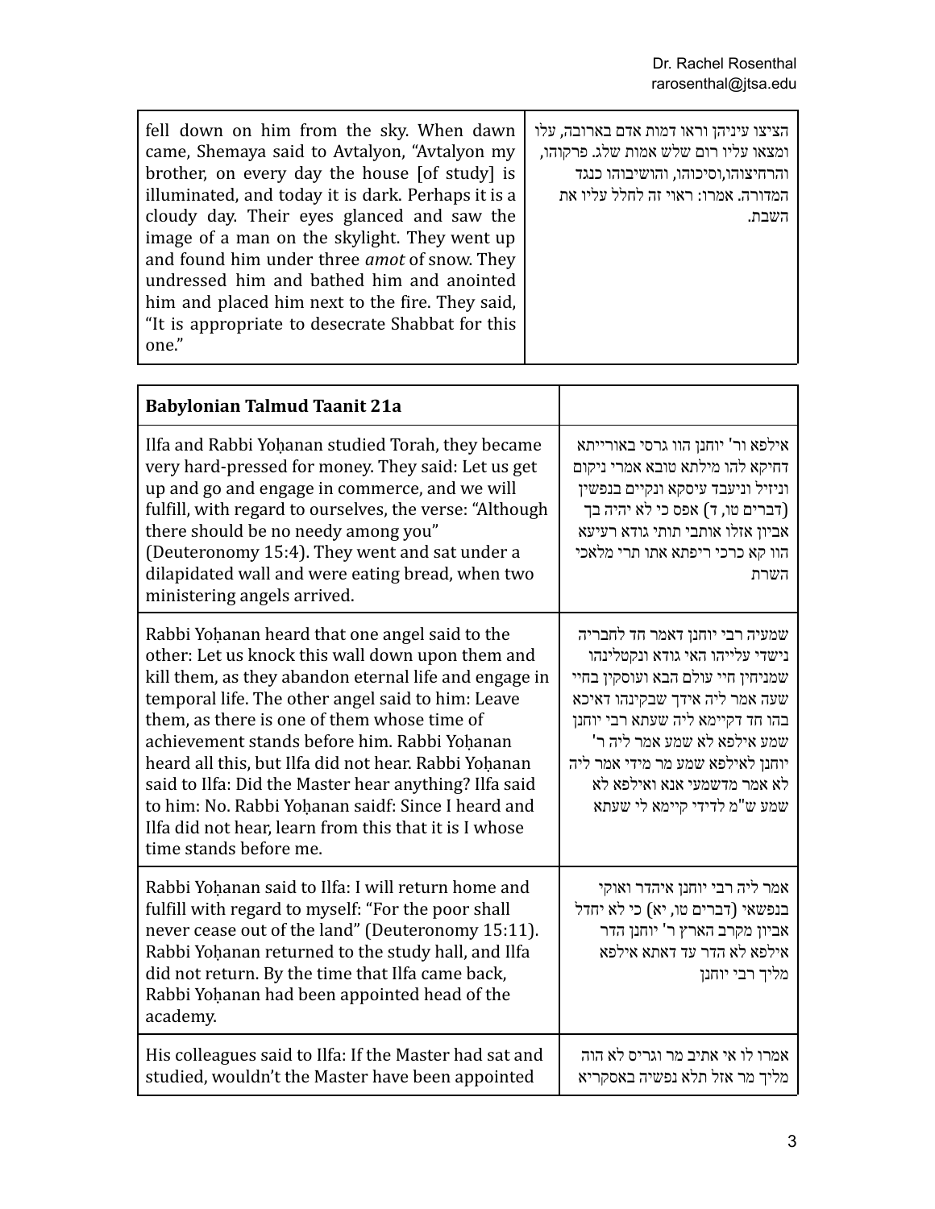| | |
|---|---|
| fell down on him from the sky. When dawn came, Shemaya said to Avtalyon, "Avtalyon my brother, on every day the house [of study] is illuminated, and today it is dark. Perhaps it is a cloudy day. Their eyes glanced and saw the image of a man on the skylight. They went up and found him under three *amot* of snow. They undressed him and bathed him and anointed him and placed him next to the fire. They said, "It is appropriate to desecrate Shabbat for this one." | הציצו עיניהן וראו דמות אדם בארובה, עלו ומצאו עליו רום שלש אמות שלג. פרקוהו, והרחיצוהו,וסיכוהו, והושיבוהו כנגד המדורה. אמרו: ראוי זה לחלל עליו את השבת. |

| **Babylonian Talmud Taanit 21a** | |
|---|---|
| Ilfa and Rabbi Yoḥanan studied Torah, they became very hard-pressed for money. They said: Let us get up and go and engage in commerce, and we will fulfill, with regard to ourselves, the verse: "Although there should be no needy among you" (Deuteronomy 15:4). They went and sat under a dilapidated wall and were eating bread, when two ministering angels arrived. | אילפא ור' יוחנן הוו גרסי באורייתא דחיקא להו מילתא טובא אמרי ניקום וניזיל וניעבד עיסקא ונקיים בנפשין (דברים טו, ד) אפס כי לא יהיה בך אביון אזלו אותבי תותי גודא רעיעא הוו קא כרכי ריפתא אתו תרי מלאכי השרת |
| Rabbi Yoḥanan heard that one angel said to the other: Let us knock this wall down upon them and kill them, as they abandon eternal life and engage in temporal life. The other angel said to him: Leave them, as there is one of them whose time of achievement stands before him. Rabbi Yoḥanan heard all this, but Ilfa did not hear. Rabbi Yoḥanan said to Ilfa: Did the Master hear anything? Ilfa said to him: No. Rabbi Yoḥanan saidf: Since I heard and Ilfa did not hear, learn from this that it is I whose time stands before me. | שמעיה רבי יוחנן דאמר חד לחבריה נישדי עלייהו האי גודא ונקטלינהו שמניחין חיי עולם הבא ועוסקין בחיי שעה אמר ליה אידך שבקינהו דאיכא בהו חד דקיימא ליה שעתא רבי יוחנן שמע אילפא לא שמע אמר ליה ר' יוחנן לאילפא שמע מר מידי אמר ליה לא אמר מדשמעי אנא ואילפא לא שמע ש"מ לדידי קיימא לי שעתא |
| Rabbi Yoḥanan said to Ilfa: I will return home and fulfill with regard to myself: "For the poor shall never cease out of the land" (Deuteronomy 15:11). Rabbi Yoḥanan returned to the study hall, and Ilfa did not return. By the time that Ilfa came back, Rabbi Yoḥanan had been appointed head of the academy. | אמר ליה רבי יוחנן איהדר ואוקי בנפשאי (דברים טו, יא) כי לא יחדל אביון מקרב הארץ ר' יוחנן הדר אילפא לא הדר עד דאתא אילפא מליך רבי יוחנן |
| His colleagues said to Ilfa: If the Master had sat and studied, wouldn't the Master have been appointed | אמרו לו אי אתיב מר וגריס לא הוה מליך מר אזל תלא נפשיה באסקריא |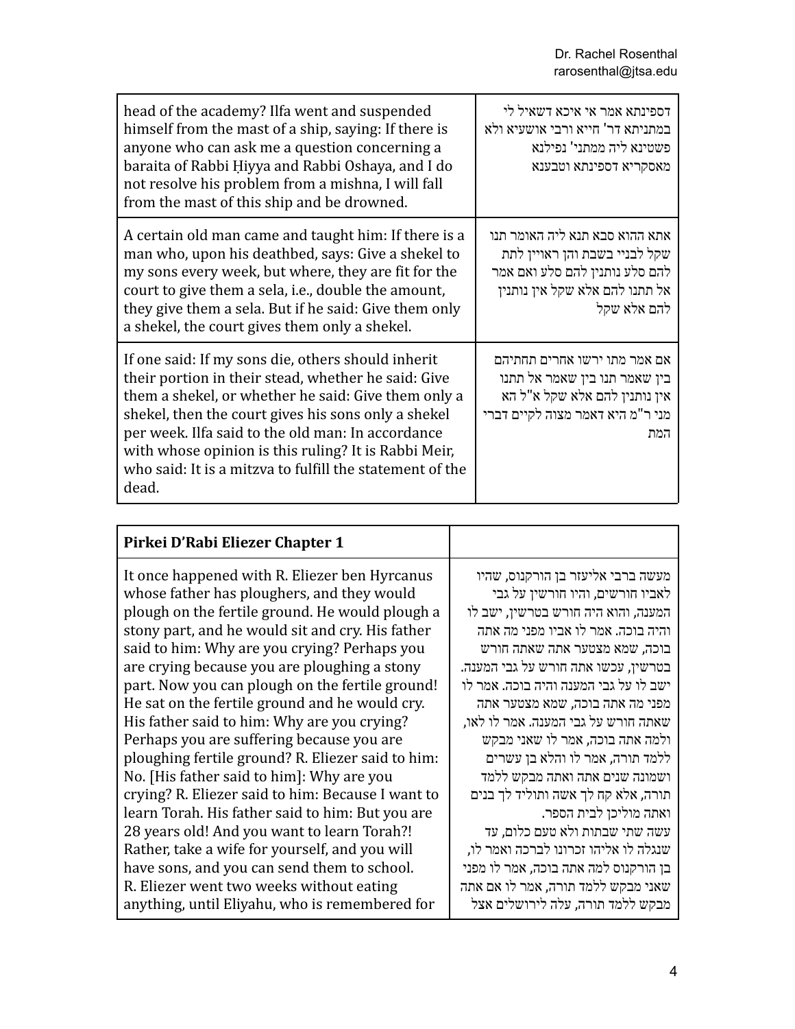| | |
|---|---|
| head of the academy? Ilfa went and suspended himself from the mast of a ship, saying: If there is anyone who can ask me a question concerning a baraita of Rabbi Ḥiyya and Rabbi Oshaya, and I do not resolve his problem from a mishna, I will fall from the mast of this ship and be drowned. | דספינתא אמר אי איכא דשאיל לי במתניתא דר' חייא ורבי אושעיא ולא פשטינא ליה ממתני' נפילנא מאסקריא דספינתא וטבענא |
| A certain old man came and taught him: If there is a man who, upon his deathbed, says: Give a shekel to my sons every week, but where, they are fit for the court to give them a sela, i.e., double the amount, they give them a sela. But if he said: Give them only a shekel, the court gives them only a shekel. | אתא ההוא סבא תנא ליה האומר תנו שקל לבניי בשבת והן ראויין לתת להם סלע נותנין להם סלע ואם אמר אל תתנו להם אלא שקל אין נותנין להם אלא שקל |
| If one said: If my sons die, others should inherit their portion in their stead, whether he said: Give them a shekel, or whether he said: Give them only a shekel, then the court gives his sons only a shekel per week. Ilfa said to the old man: In accordance with whose opinion is this ruling? It is Rabbi Meir, who said: It is a mitzva to fulfill the statement of the dead. | אם אמר מתו ירשו אחרים תחתיהם בין שאמר תנו בין שאמר אל תתנו אין נותנין להם אלא שקל א"ל הא מני ר"מ היא דאמר מצוה לקיים דברי המת |

| **Pirkei D'Rabi Eliezer Chapter 1** | |
|---|---|
| It once happened with R. Eliezer ben Hyrcanus whose father has ploughers, and they would plough on the fertile ground. He would plough a stony part, and he would sit and cry. His father said to him: Why are you crying? Perhaps you are crying because you are ploughing a stony part. Now you can plough on the fertile ground! He sat on the fertile ground and he would cry. His father said to him: Why are you crying? Perhaps you are suffering because you are ploughing fertile ground? R. Eliezer said to him: No. [His father said to him]: Why are you crying? R. Eliezer said to him: Because I want to learn Torah. His father said to him: But you are 28 years old! And you want to learn Torah?! Rather, take a wife for yourself, and you will have sons, and you can send them to school. R. Eliezer went two weeks without eating anything, until Eliyahu, who is remembered for | מעשה ברבי אליעזר בן הורקנוס, שהיו לאביו חורשים, והיו חורשין על גבי המענה, והוא היה חורש בטרשין, ישב לו והיה בוכה. אמר לו אביו מפני מה אתה בוכה, שמא מצטער אתה שאתה חורש בטרשין, עכשו אתה חורש על גבי המענה. ישב לו על גבי המענה והיה בוכה. אמר לו מפני מה אתה בוכה, שמא מצטער אתה שאתה חורש על גבי המענה. אמר לו לאו, ולמה אתה בוכה, אמר לו שאני מבקש ללמד תורה, אמר לו והלא בן עשרים ושמונה שנים אתה ואתה מבקש ללמד תורה, אלא קח לך אשה ותוליד לך בנים ואתה מוליכן לבית הספר. עשה שתי שבתות ולא טעם כלום, עד שנגלה לו אליהו זכרונו לברכה ואמר לו, בן הורקנוס למה אתה בוכה, אמר לו מפני שאני מבקש ללמד תורה, אמר לו אם אתה מבקש ללמד תורה, עלה לירושלים אצל |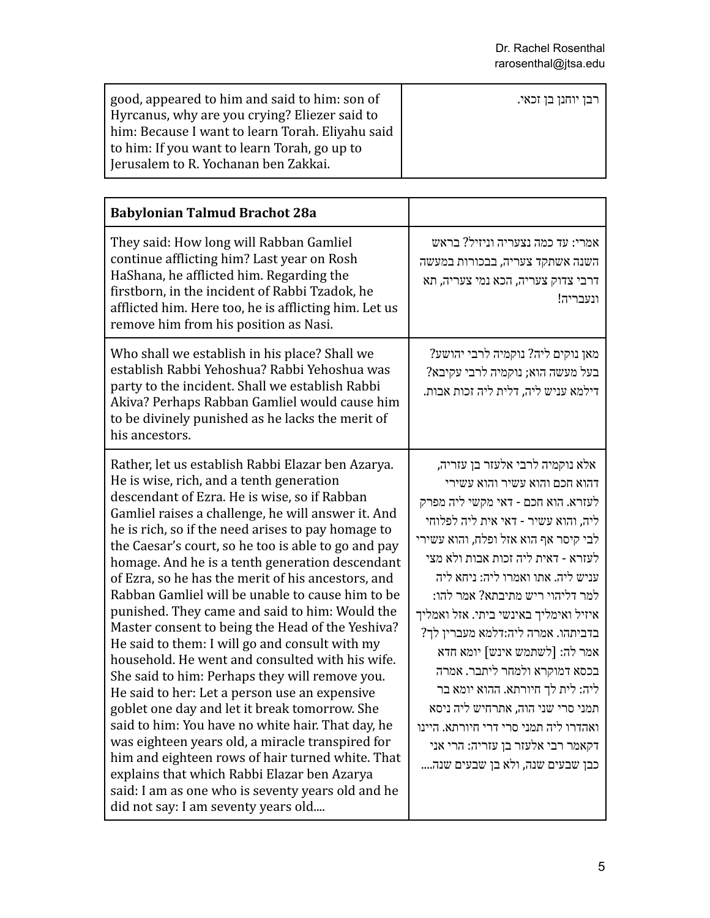| good, appeared to him and said to him: son of Hyrcanus, why are you crying? Eliezer said to him: Because I want to learn Torah. Eliyahu said to him: If you want to learn Torah, go up to Jerusalem to R. Yochanan ben Zakkai. | רבן יוחנן בן זכאי. |
|---|---|

| **Babylonian Talmud Brachot 28a** | |
|---|---|
| They said: How long will Rabban Gamliel continue afflicting him? Last year on Rosh HaShana, he afflicted him. Regarding the firstborn, in the incident of Rabbi Tzadok, he afflicted him. Here too, he is afflicting him. Let us remove him from his position as Nasi. | אמרי: עד כמה נצעריה וניזיל? בראש השנה אשתקד צעריה, בבכורות במעשה דרבי צדוק צעריה, הכא נמי צעריה, תא ונעבריה! |
| Who shall we establish in his place? Shall we establish Rabbi Yehoshua? Rabbi Yehoshua was party to the incident. Shall we establish Rabbi Akiva? Perhaps Rabban Gamliel would cause him to be divinely punished as he lacks the merit of his ancestors. | מאן נוקים ליה? נוקמיה לרבי יהושע? בעל מעשה הוא; נוקמיה לרבי עקיבא? דילמא עניש ליה, דלית ליה זכות אבות. |
| Rather, let us establish Rabbi Elazar ben Azarya. He is wise, rich, and a tenth generation descendant of Ezra. He is wise, so if Rabban Gamliel raises a challenge, he will answer it. And he is rich, so if the need arises to pay homage to the Caesar's court, so he too is able to go and pay homage. And he is a tenth generation descendant of Ezra, so he has the merit of his ancestors, and Rabban Gamliel will be unable to cause him to be punished. They came and said to him: Would the Master consent to being the Head of the Yeshiva? He said to them: I will go and consult with my household. He went and consulted with his wife. She said to him: Perhaps they will remove you. He said to her: Let a person use an expensive goblet one day and let it break tomorrow. She said to him: You have no white hair. That day, he was eighteen years old, a miracle transpired for him and eighteen rows of hair turned white. That explains that which Rabbi Elazar ben Azarya said: I am as one who is seventy years old and he did not say: I am seventy years old.... | אלא נוקמיה לרבי אלעזר בן עזריה, דהוא חכם והוא עשיר והוא עשירי לעזרא. הוא חכם - דאי מקשי ליה מפרק ליה, והוא עשיר - דאי אית ליה לפלוחי לבי קיסר אף הוא אזל ופלח, והוא עשירי לעזרא - דאית ליה זכות אבות ולא מצי עניש ליה. אתו ואמרו ליה: ניחא ליה למר דליהוי ריש מתיבתא? אמר להו: איזיל ואימליך באינשי ביתי. אזל ואמליך בדביתהו. אמרה ליה:דלמא מעברין לך? אמר לה: [לשתמש אינש] יומא חדא בכסא דמוקרא ולמחר ליתבר. אמרה ליה: לית לך חיורתא. ההוא יומא בר תמני סרי שני הוה, אתרחיש ליה ניסא ואהדרו ליה תמני סרי דרי חיורתא. היינו דקאמר רבי אלעזר בן עזריה: הרי אני כבן שבעים שנה, ולא בן שבעים שנה.... |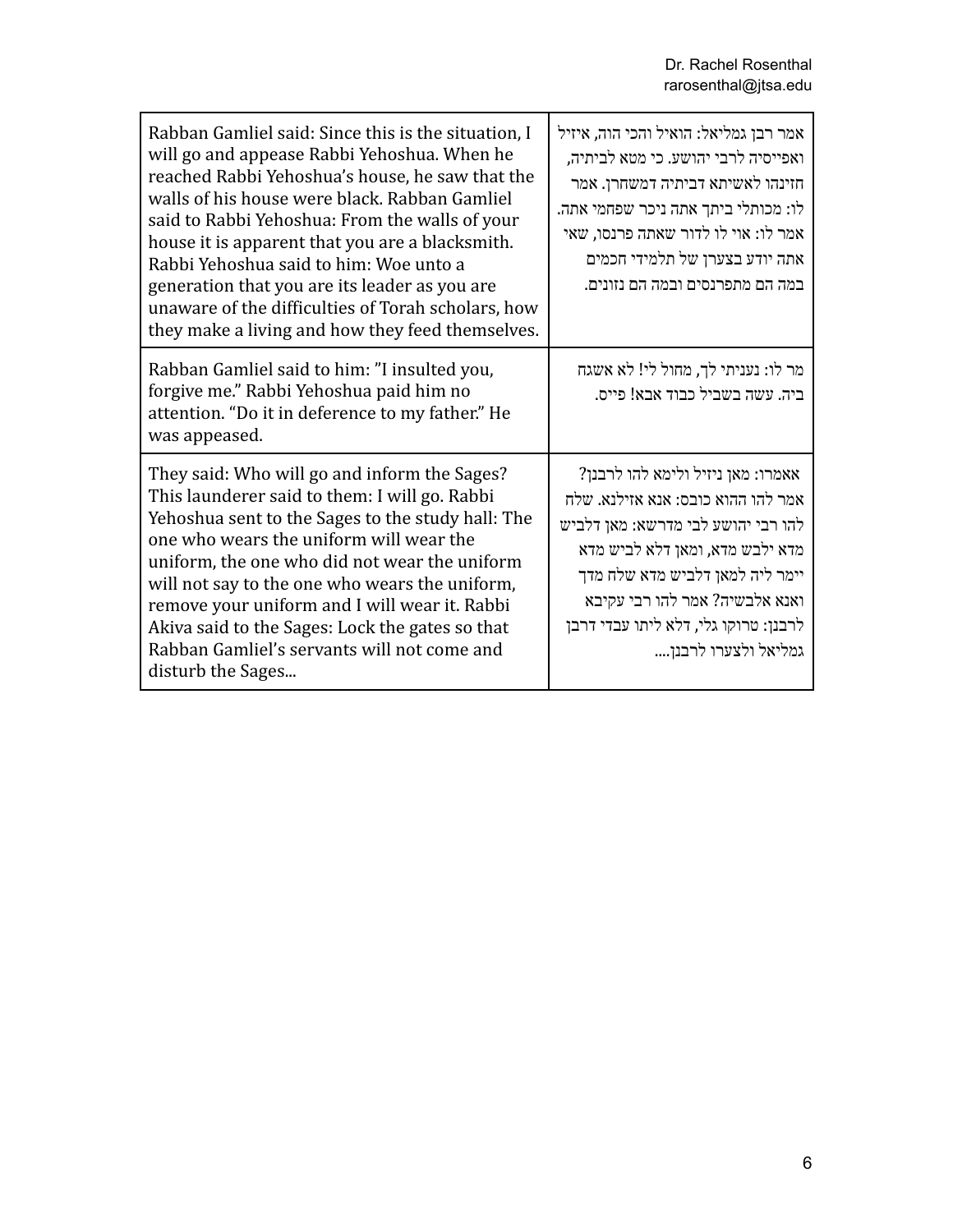| | |
|---|---|
| Rabban Gamliel said: Since this is the situation, I will go and appease Rabbi Yehoshua. When he reached Rabbi Yehoshua's house, he saw that the walls of his house were black. Rabban Gamliel said to Rabbi Yehoshua: From the walls of your house it is apparent that you are a blacksmith. Rabbi Yehoshua said to him: Woe unto a generation that you are its leader as you are unaware of the difficulties of Torah scholars, how they make a living and how they feed themselves. | אמר רבן גמליאל: הואיל והכי הוה, איזיל ואפייסיה לרבי יהושע. כי מטא לביתיה, חזינהו לאשיתא דביתיה דמשחרן. אמר לו: מכותלי ביתך אתה ניכר שפחמי אתה. אמר לו: אוי לו לדור שאתה פרנסו, שאי אתה יודע בצערן של תלמידי חכמים במה הם מתפרנסים ובמה הם נזונים. |
| Rabban Gamliel said to him: "I insulted you, forgive me." Rabbi Yehoshua paid him no attention. "Do it in deference to my father." He was appeased. | מר לו: נעניתי לך, מחול לי! לא אשגח ביה. עשה בשביל כבוד אבא! פייס. |
| They said: Who will go and inform the Sages? This launderer said to them: I will go. Rabbi Yehoshua sent to the Sages to the study hall: The one who wears the uniform will wear the uniform, the one who did not wear the uniform will not say to the one who wears the uniform, remove your uniform and I will wear it. Rabbi Akiva said to the Sages: Lock the gates so that Rabban Gamliel's servants will not come and disturb the Sages... | אאמרו: מאן ניזיל ולימא להו לרבנן? אמר להו ההוא כובס: אנא אזילנא. שלח להו רבי יהושע לבי מדרשא: מאן דלביש מדא ילבש מדא, ומאן דלא לביש מדא יימר ליה למאן דלביש מדא שלח מדך ואנא אלבשיה? אמר להו רבי עקיבא לרבנן: טרוקו גלי, דלא ליתו עבדי דרבן גמליאל ולצערו לרבנן.... |